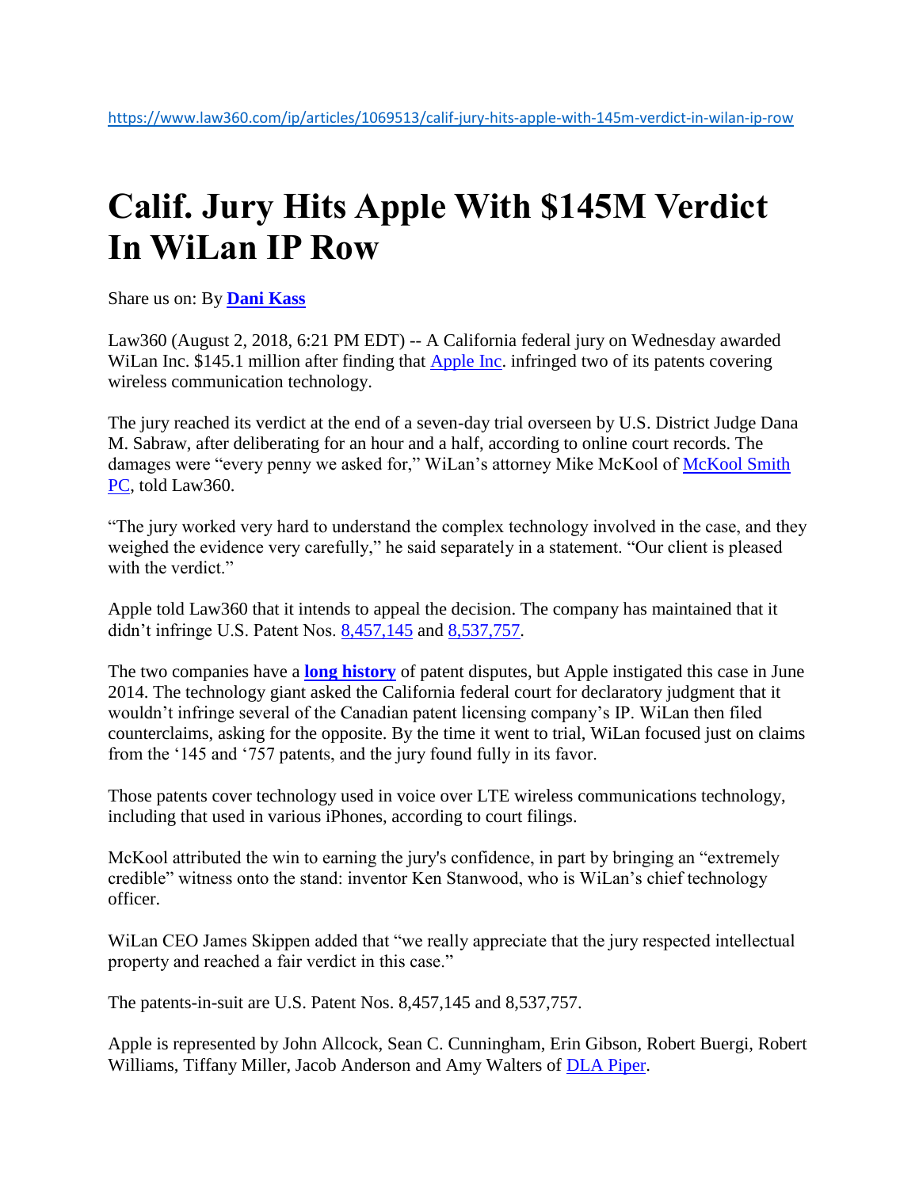https://www.law360.com/ip/articles/1069513/calif-jury-hits-apple-with-145m-verdict-in-wilan-ip-row

# Calif. Jury Hits Apple With $145M Verdict In WiLan IP Row

Share us on: By **Dani Kass**

Law360 (August 2, 2018, 6:21 PM EDT) -- A California federal jury on Wednesday awarded WiLan Inc. $145.1 million after finding that Apple Inc. infringed two of its patents covering wireless communication technology.

The jury reached its verdict at the end of a seven-day trial overseen by U.S. District Judge Dana M. Sabraw, after deliberating for an hour and a half, according to online court records. The damages were "every penny we asked for," WiLan's attorney Mike McKool of McKool Smith PC, told Law360.

"The jury worked very hard to understand the complex technology involved in the case, and they weighed the evidence very carefully," he said separately in a statement. "Our client is pleased with the verdict."

Apple told Law360 that it intends to appeal the decision. The company has maintained that it didn't infringe U.S. Patent Nos. 8,457,145 and 8,537,757.

The two companies have a **long history** of patent disputes, but Apple instigated this case in June 2014. The technology giant asked the California federal court for declaratory judgment that it wouldn't infringe several of the Canadian patent licensing company's IP. WiLan then filed counterclaims, asking for the opposite. By the time it went to trial, WiLan focused just on claims from the '145 and '757 patents, and the jury found fully in its favor.

Those patents cover technology used in voice over LTE wireless communications technology, including that used in various iPhones, according to court filings.

McKool attributed the win to earning the jury's confidence, in part by bringing an "extremely credible" witness onto the stand: inventor Ken Stanwood, who is WiLan's chief technology officer.

WiLan CEO James Skippen added that "we really appreciate that the jury respected intellectual property and reached a fair verdict in this case."

The patents-in-suit are U.S. Patent Nos. 8,457,145 and 8,537,757.

Apple is represented by John Allcock, Sean C. Cunningham, Erin Gibson, Robert Buergi, Robert Williams, Tiffany Miller, Jacob Anderson and Amy Walters of DLA Piper.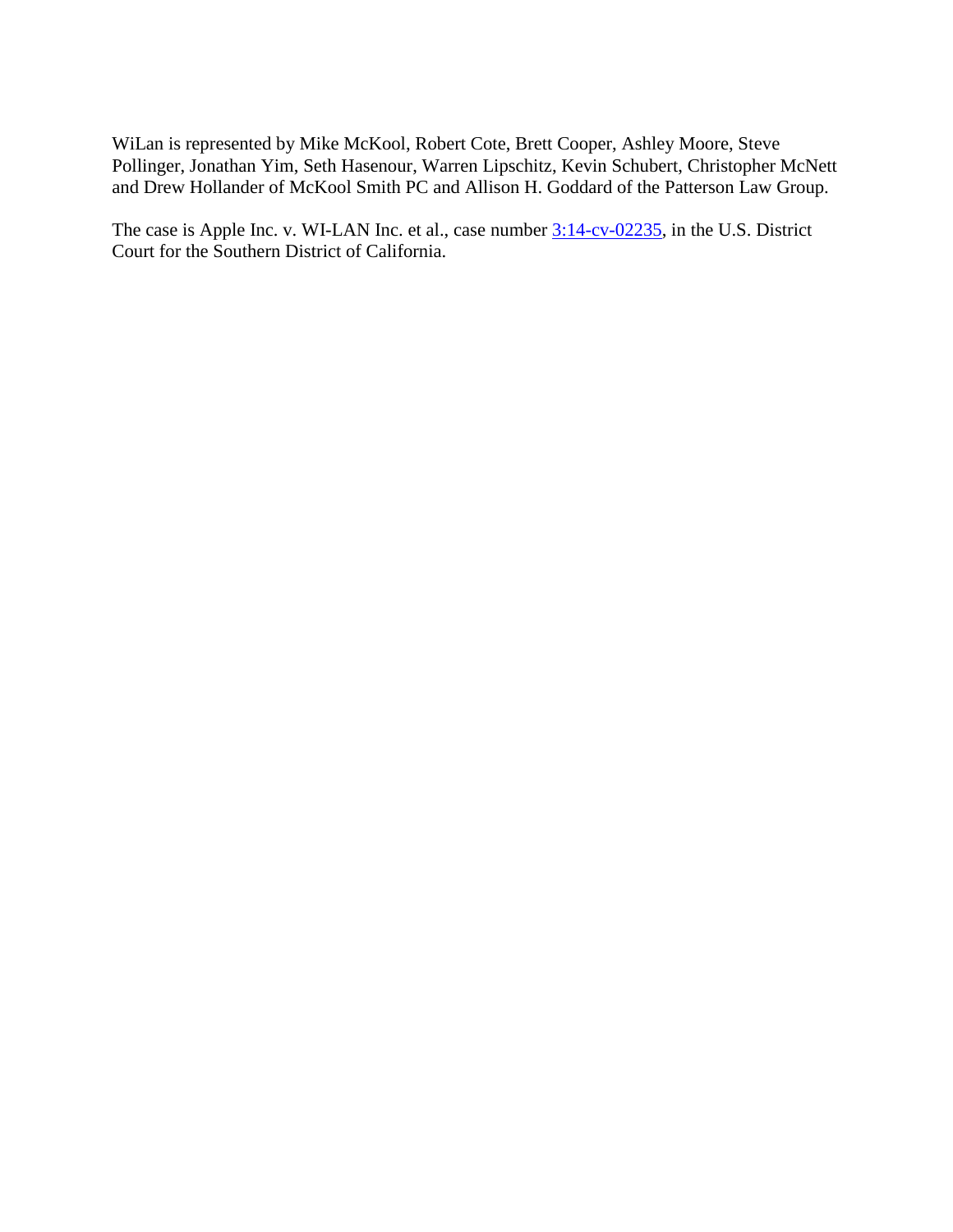WiLan is represented by Mike McKool, Robert Cote, Brett Cooper, Ashley Moore, Steve Pollinger, Jonathan Yim, Seth Hasenour, Warren Lipschitz, Kevin Schubert, Christopher McNett and Drew Hollander of McKool Smith PC and Allison H. Goddard of the Patterson Law Group.

The case is Apple Inc. v. WI-LAN Inc. et al., case number 3:14-cv-02235, in the U.S. District Court for the Southern District of California.